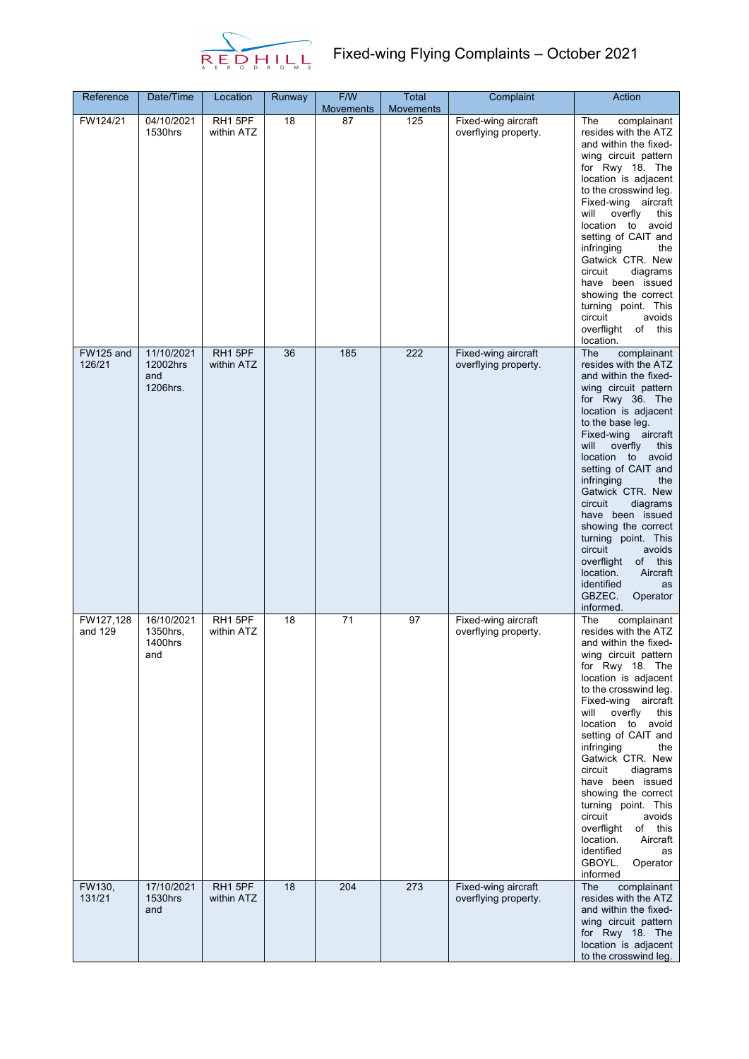# Fixed-wing Flying Complaints – October 2021

| Reference | Date/Time | Location | Runway | F/W Movements | Total Movements | Complaint | Action |
|---|---|---|---|---|---|---|---|
| FW124/21 | 04/10/2021 1530hrs | RH1 5PF within ATZ | 18 | 87 | 125 | Fixed-wing aircraft overflying property. | The complainant resides with the ATZ and within the fixed-wing circuit pattern for Rwy 18. The location is adjacent to the crosswind leg. Fixed-wing aircraft will overfly this location to avoid setting of CAIT and infringing the Gatwick CTR. New circuit diagrams have been issued showing the correct turning point. This circuit avoids overflight of this location. |
| FW125 and 126/21 | 11/10/2021 12002hrs and 1206hrs. | RH1 5PF within ATZ | 36 | 185 | 222 | Fixed-wing aircraft overflying property. | The complainant resides with the ATZ and within the fixed-wing circuit pattern for Rwy 36. The location is adjacent to the base leg. Fixed-wing aircraft will overfly this location to avoid setting of CAIT and infringing the Gatwick CTR. New circuit diagrams have been issued showing the correct turning point. This circuit avoids overflight of this location. Aircraft identified as GBZEC. Operator informed. |
| FW127,128 and 129 | 16/10/2021 1350hrs, 1400hrs and | RH1 5PF within ATZ | 18 | 71 | 97 | Fixed-wing aircraft overflying property. | The complainant resides with the ATZ and within the fixed-wing circuit pattern for Rwy 18. The location is adjacent to the crosswind leg. Fixed-wing aircraft will overfly this location to avoid setting of CAIT and infringing the Gatwick CTR. New circuit diagrams have been issued showing the correct turning point. This circuit avoids overflight of this location. Aircraft identified as GBOYL. Operator informed |
| FW130, 131/21 | 17/10/2021 1530hrs and | RH1 5PF within ATZ | 18 | 204 | 273 | Fixed-wing aircraft overflying property. | The complainant resides with the ATZ and within the fixed-wing circuit pattern for Rwy 18. The location is adjacent to the crosswind leg. |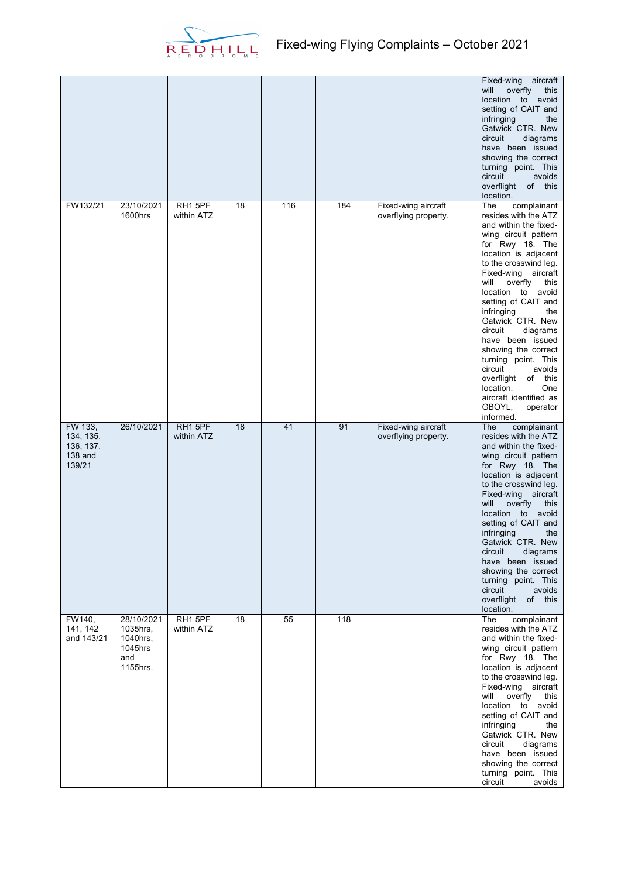| | | | | | | | |
|---|---|---|---|---|---|---|---|
| | | | | | | | Fixed-wing aircraft will overfly this location to avoid setting of CAIT and infringing the Gatwick CTR. New circuit diagrams have been issued showing the correct turning point. This circuit avoids overflight of this location. |
| FW132/21 | 23/10/2021 1600hrs | RH1 5PF within ATZ | 18 | 116 | 184 | Fixed-wing aircraft overflying property. | The complainant resides with the ATZ and within the fixed-wing circuit pattern for Rwy 18. The location is adjacent to the crosswind leg. Fixed-wing aircraft will overfly this location to avoid setting of CAIT and infringing the Gatwick CTR. New circuit diagrams have been issued showing the correct turning point. This circuit avoids overflight of this location. One aircraft identified as GBOYL, operator informed. |
| FW 133, 134, 135, 136, 137, 138 and 139/21 | 26/10/2021 | RH1 5PF within ATZ | 18 | 41 | 91 | Fixed-wing aircraft overflying property. | The complainant resides with the ATZ and within the fixed-wing circuit pattern for Rwy 18. The location is adjacent to the crosswind leg. Fixed-wing aircraft will overfly this location to avoid setting of CAIT and infringing the Gatwick CTR. New circuit diagrams have been issued showing the correct turning point. This circuit avoids overflight of this location. |
| FW140, 141, 142 and 143/21 | 28/10/2021 1035hrs, 1040hrs, 1045hrs and 1155hrs. | RH1 5PF within ATZ | 18 | 55 | 118 | | The complainant resides with the ATZ and within the fixed-wing circuit pattern for Rwy 18. The location is adjacent to the crosswind leg. Fixed-wing aircraft will overfly this location to avoid setting of CAIT and infringing the Gatwick CTR. New circuit diagrams have been issued showing the correct turning point. This circuit avoids |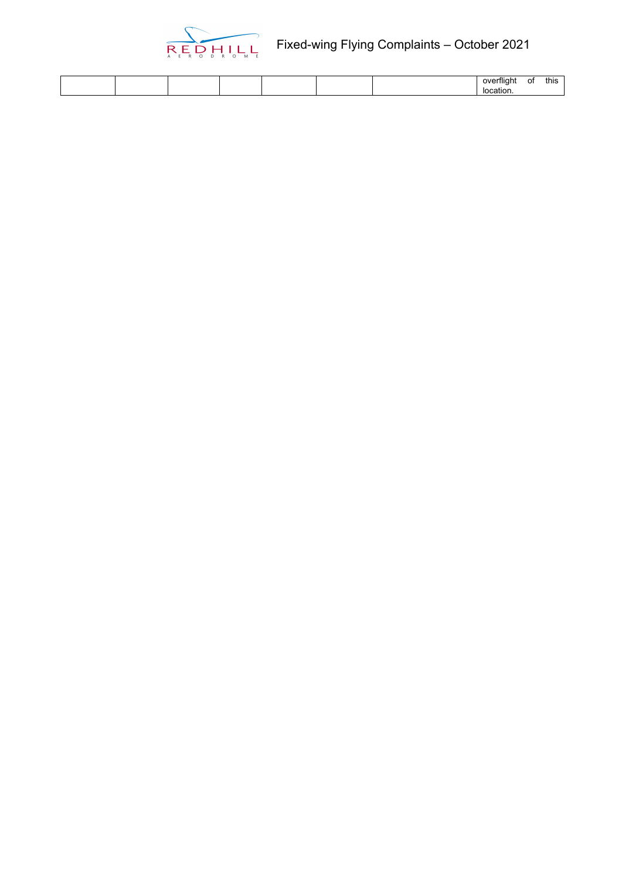| | | | | | | | |
|---|---|---|---|---|---|---|---|
| | | | | | | | overflight of this location. |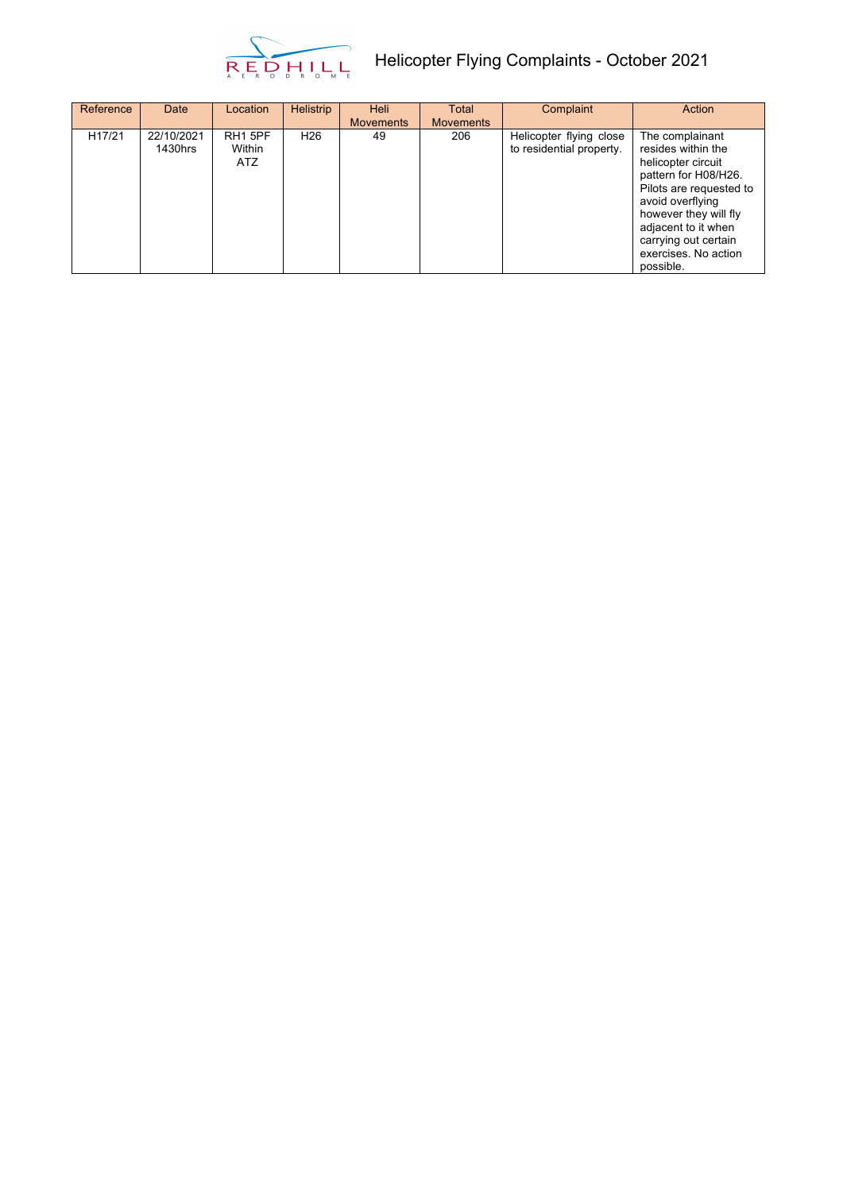# Helicopter Flying Complaints - October 2021

| Reference | Date | Location | Helistrip | Heli Movements | Total Movements | Complaint | Action |
|---|---|---|---|---|---|---|---|
| H17/21 | 22/10/2021 1430hrs | RH1 5PF Within ATZ | H26 | 49 | 206 | Helicopter flying close to residential property. | The complainant resides within the helicopter circuit pattern for H08/H26. Pilots are requested to avoid overflying however they will fly adjacent to it when carrying out certain exercises. No action possible. |